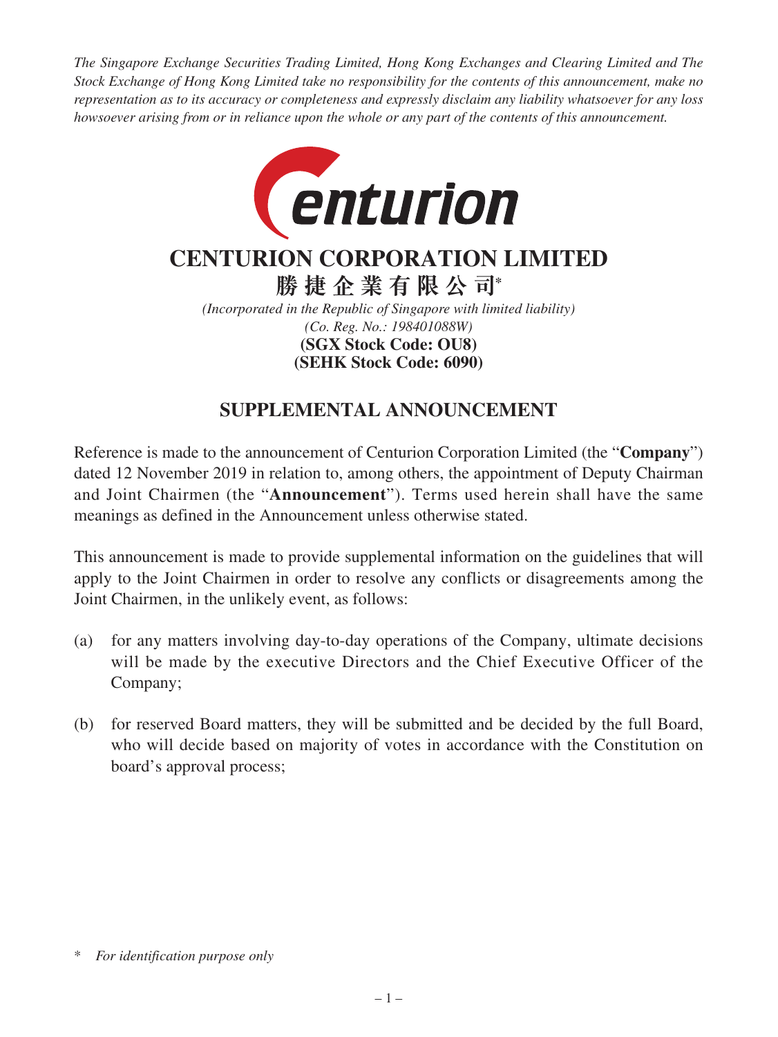*The Singapore Exchange Securities Trading Limited, Hong Kong Exchanges and Clearing Limited and The Stock Exchange of Hong Kong Limited take no responsibility for the contents of this announcement, make no representation as to its accuracy or completeness and expressly disclaim any liability whatsoever for any loss howsoever arising from or in reliance upon the whole or any part of the contents of this announcement.*

# CENTURION CORPORATION LIMITED

**勝捷企業有限公司***

*(Incorporated in the Republic of Singapore with limited liability)*
*(Co. Reg. No.: 198401088W)*
**(SGX Stock Code: OU8)**
**(SEHK Stock Code: 6090)**

## SUPPLEMENTAL ANNOUNCEMENT

Reference is made to the announcement of Centurion Corporation Limited (the "**Company**") dated 12 November 2019 in relation to, among others, the appointment of Deputy Chairman and Joint Chairmen (the "**Announcement**"). Terms used herein shall have the same meanings as defined in the Announcement unless otherwise stated.

This announcement is made to provide supplemental information on the guidelines that will apply to the Joint Chairmen in order to resolve any conflicts or disagreements among the Joint Chairmen, in the unlikely event, as follows:

(a) for any matters involving day-to-day operations of the Company, ultimate decisions will be made by the executive Directors and the Chief Executive Officer of the Company;

(b) for reserved Board matters, they will be submitted and be decided by the full Board, who will decide based on majority of votes in accordance with the Constitution on board's approval process;

\* *For identification purpose only*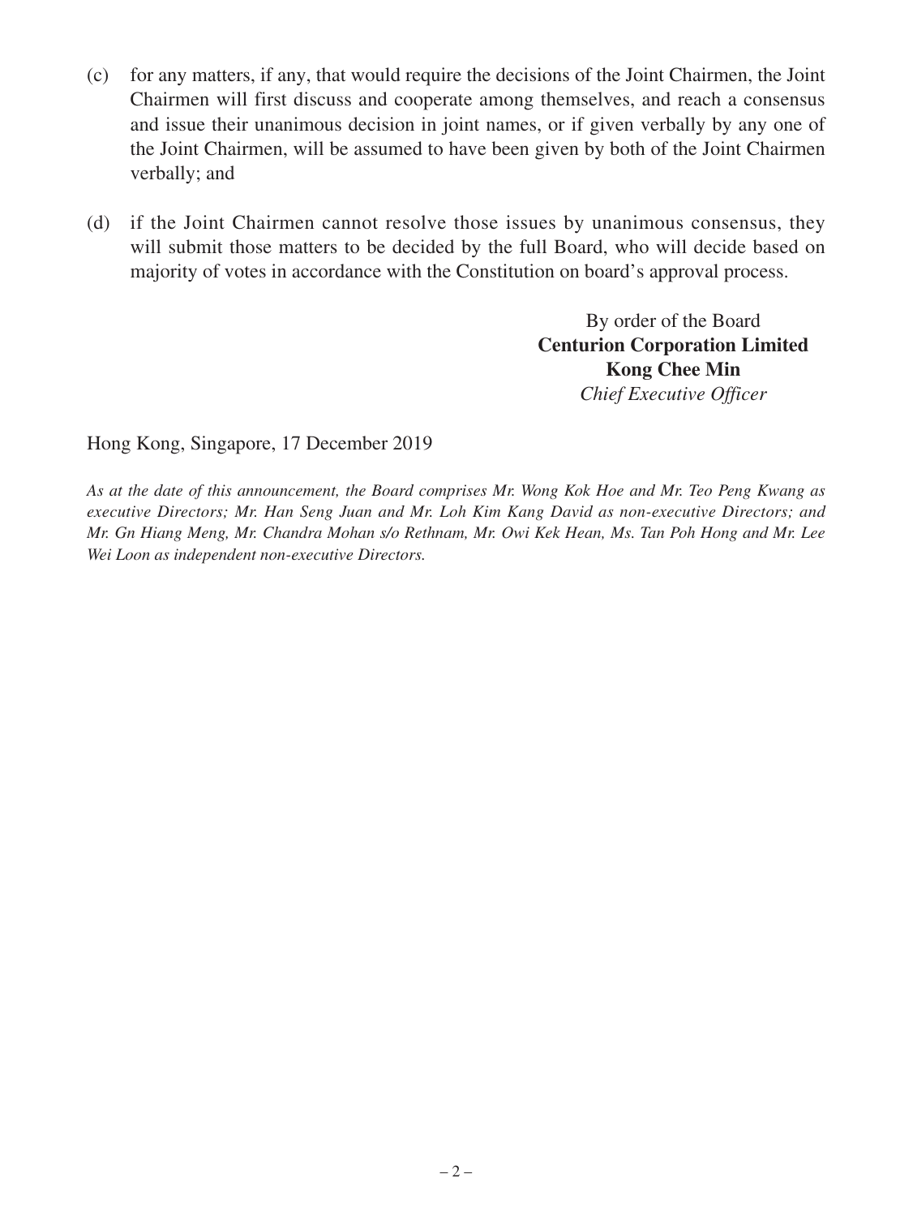(c) for any matters, if any, that would require the decisions of the Joint Chairmen, the Joint Chairmen will first discuss and cooperate among themselves, and reach a consensus and issue their unanimous decision in joint names, or if given verbally by any one of the Joint Chairmen, will be assumed to have been given by both of the Joint Chairmen verbally; and

(d) if the Joint Chairmen cannot resolve those issues by unanimous consensus, they will submit those matters to be decided by the full Board, who will decide based on majority of votes in accordance with the Constitution on board's approval process.

By order of the Board
**Centurion Corporation Limited**
**Kong Chee Min**
*Chief Executive Officer*

Hong Kong, Singapore, 17 December 2019

*As at the date of this announcement, the Board comprises Mr. Wong Kok Hoe and Mr. Teo Peng Kwang as executive Directors; Mr. Han Seng Juan and Mr. Loh Kim Kang David as non-executive Directors; and Mr. Gn Hiang Meng, Mr. Chandra Mohan s/o Rethnam, Mr. Owi Kek Hean, Ms. Tan Poh Hong and Mr. Lee Wei Loon as independent non-executive Directors.*